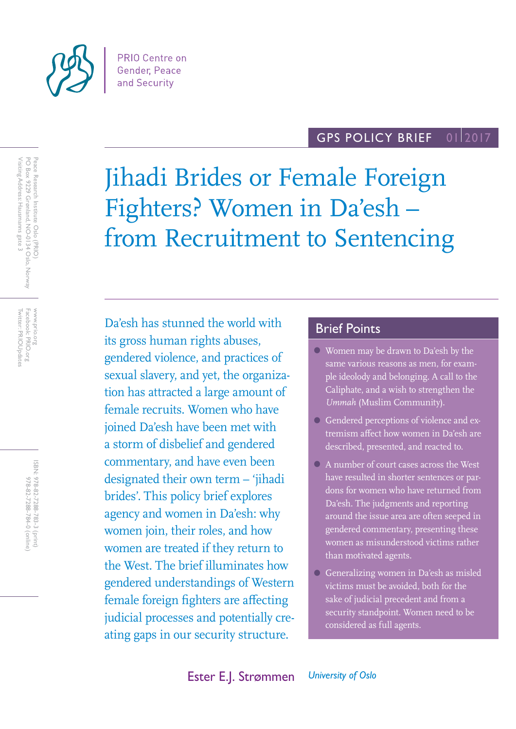PRIO Centre on Gender, Peace and Security

GPS POLICY BRIEF 01|2017

# Jihadi Brides or Female Foreign Fighters? Women in Da'esh – from Recruitment to Sentencing

Da'esh has stunned the world with its gross human rights abuses, gendered violence, and practices of sexual slavery, and yet, the organization has attracted a large amount of female recruits. Women who have joined Da'esh have been met with a storm of disbelief and gendered commentary, and have even been designated their own term – 'jihadi brides'. This policy brief explores agency and women in Da'esh: why women join, their roles, and how women are treated if they return to the West. The brief illuminates how gendered understandings of Western female foreign fighters are affecting judicial processes and potentially creating gaps in our security structure.

## Brief Points

- Women may be drawn to Da'esh by the same various reasons as men, for example ideolody and belonging. A call to the Caliphate, and a wish to strengthen the *Ummah* (Muslim Community).
- Gendered perceptions of violence and extremism affect how women in Da'esh are described, presented, and reacted to.
- A number of court cases across the West have resulted in shorter sentences or pardons for women who have returned from Da'esh. The judgments and reporting around the issue area are often seeped in gendered commentary, presenting these women as misunderstood victims rather than motivated agents.
- Generalizing women in Da'esh as misled victims must be avoided, both for the sake of judicial precedent and from a security standpoint. Women need to be considered as full agents.

Ester E.J. Strømmen *University of Oslo*

Peace Research Institute Oslo (PRIO)
PO Box 9229 Grønland, NO-0134 Oslo, Norway
Visiting Address: Hausmanns gate 3

www.prio.org
Facebook: PRIO.org
Twitter: PRIOUpdates

ISBN: 978-82-7288-783-3 (print)
978-82-7288-784-0 (online)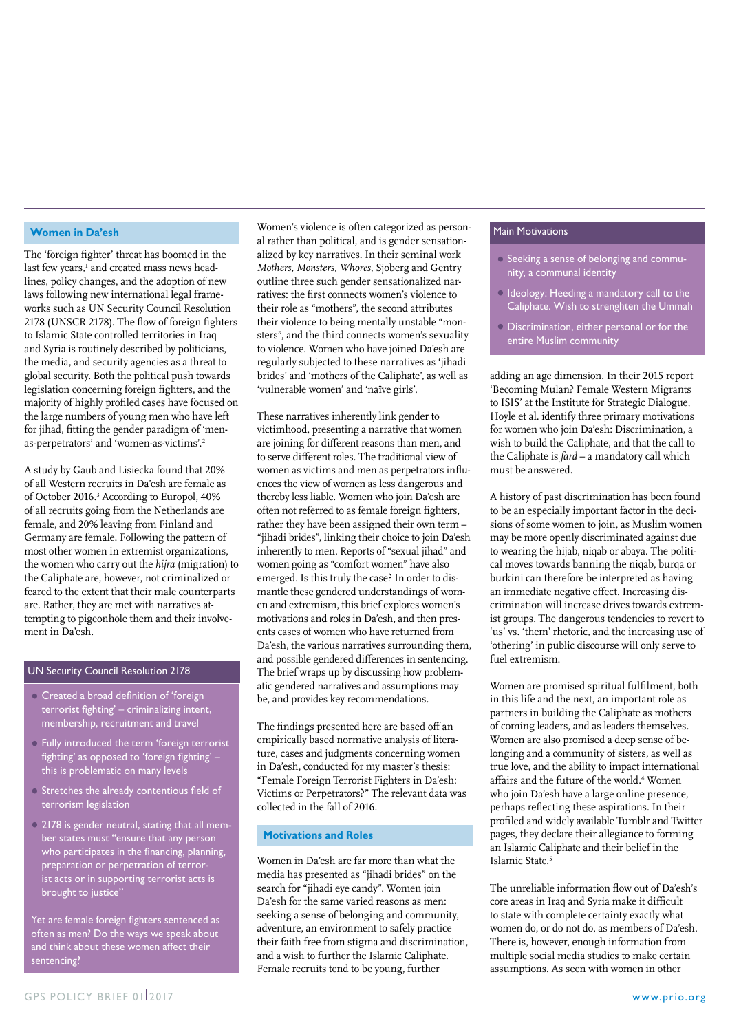## Women in Da'esh

The 'foreign fighter' threat has boomed in the last few years,[1] and created mass news headlines, policy changes, and the adoption of new laws following new international legal frameworks such as UN Security Council Resolution 2178 (UNSCR 2178). The flow of foreign fighters to Islamic State controlled territories in Iraq and Syria is routinely described by politicians, the media, and security agencies as a threat to global security. Both the political push towards legislation concerning foreign fighters, and the majority of highly profiled cases have focused on the large numbers of young men who have left for jihad, fitting the gender paradigm of 'men-as-perpetrators' and 'women-as-victims'.[2]

A study by Gaub and Lisiecka found that 20% of all Western recruits in Da'esh are female as of October 2016.[3] According to Europol, 40% of all recruits going from the Netherlands are female, and 20% leaving from Finland and Germany are female. Following the pattern of most other women in extremist organizations, the women who carry out the *hijra* (migration) to the Caliphate are, however, not criminalized or feared to the extent that their male counterparts are. Rather, they are met with narratives attempting to pigeonhole them and their involvement in Da'esh.

### UN Security Council Resolution 2178

- Created a broad definition of 'foreign terrorist fighting' – criminalizing intent, membership, recruitment and travel
- Fully introduced the term 'foreign terrorist fighting' as opposed to 'foreign fighting' – this is problematic on many levels
- Stretches the already contentious field of terrorism legislation
- 2178 is gender neutral, stating that all member states must "ensure that any person who participates in the financing, planning, preparation or perpetration of terrorist acts or in supporting terrorist acts is brought to justice"

Yet are female foreign fighters sentenced as often as men? Do the ways we speak about and think about these women affect their sentencing?

Women's violence is often categorized as personal rather than political, and is gender sensationalized by key narratives. In their seminal work *Mothers, Monsters, Whores*, Sjoberg and Gentry outline three such gender sensationalized narratives: the first connects women's violence to their role as "mothers", the second attributes their violence to being mentally unstable "monsters", and the third connects women's sexuality to violence. Women who have joined Da'esh are regularly subjected to these narratives as 'jihadi brides' and 'mothers of the Caliphate', as well as 'vulnerable women' and 'naïve girls'.

These narratives inherently link gender to victimhood, presenting a narrative that women are joining for different reasons than men, and to serve different roles. The traditional view of women as victims and men as perpetrators influences the view of women as less dangerous and thereby less liable. Women who join Da'esh are often not referred to as female foreign fighters, rather they have been assigned their own term – "jihadi brides", linking their choice to join Da'esh inherently to men. Reports of "sexual jihad" and women going as "comfort women" have also emerged. Is this truly the case? In order to dismantle these gendered understandings of women and extremism, this brief explores women's motivations and roles in Da'esh, and then presents cases of women who have returned from Da'esh, the various narratives surrounding them, and possible gendered differences in sentencing. The brief wraps up by discussing how problematic gendered narratives and assumptions may be, and provides key recommendations.

The findings presented here are based off an empirically based normative analysis of literature, cases and judgments concerning women in Da'esh, conducted for my master's thesis: "Female Foreign Terrorist Fighters in Da'esh: Victims or Perpetrators?" The relevant data was collected in the fall of 2016.

## Motivations and Roles

Women in Da'esh are far more than what the media has presented as "jihadi brides" on the search for "jihadi eye candy". Women join Da'esh for the same varied reasons as men: seeking a sense of belonging and community, adventure, an environment to safely practice their faith free from stigma and discrimination, and a wish to further the Islamic Caliphate. Female recruits tend to be young, further adding an age dimension. In their 2015 report 'Becoming Mulan? Female Western Migrants to ISIS' at the Institute for Strategic Dialogue, Hoyle et al. identify three primary motivations for women who join Da'esh: Discrimination, a wish to build the Caliphate, and that the call to the Caliphate is *fard* – a mandatory call which must be answered.

### Main Motivations

- Seeking a sense of belonging and community, a communal identity
- Ideology: Heeding a mandatory call to the Caliphate. Wish to strenghten the Ummah
- Discrimination, either personal or for the entire Muslim community

A history of past discrimination has been found to be an especially important factor in the decisions of some women to join, as Muslim women may be more openly discriminated against due to wearing the hijab, niqab or abaya. The political moves towards banning the niqab, burqa or burkini can therefore be interpreted as having an immediate negative effect. Increasing discrimination will increase drives towards extremist groups. The dangerous tendencies to revert to 'us' vs. 'them' rhetoric, and the increasing use of 'othering' in public discourse will only serve to fuel extremism.

Women are promised spiritual fulfilment, both in this life and the next, an important role as partners in building the Caliphate as mothers of coming leaders, and as leaders themselves. Women are also promised a deep sense of belonging and a community of sisters, as well as true love, and the ability to impact international affairs and the future of the world.[4] Women who join Da'esh have a large online presence, perhaps reflecting these aspirations. In their profiled and widely available Tumblr and Twitter pages, they declare their allegiance to forming an Islamic Caliphate and their belief in the Islamic State.[5]

The unreliable information flow out of Da'esh's core areas in Iraq and Syria make it difficult to state with complete certainty exactly what women do, or do not do, as members of Da'esh. There is, however, enough information from multiple social media studies to make certain assumptions. As seen with women in other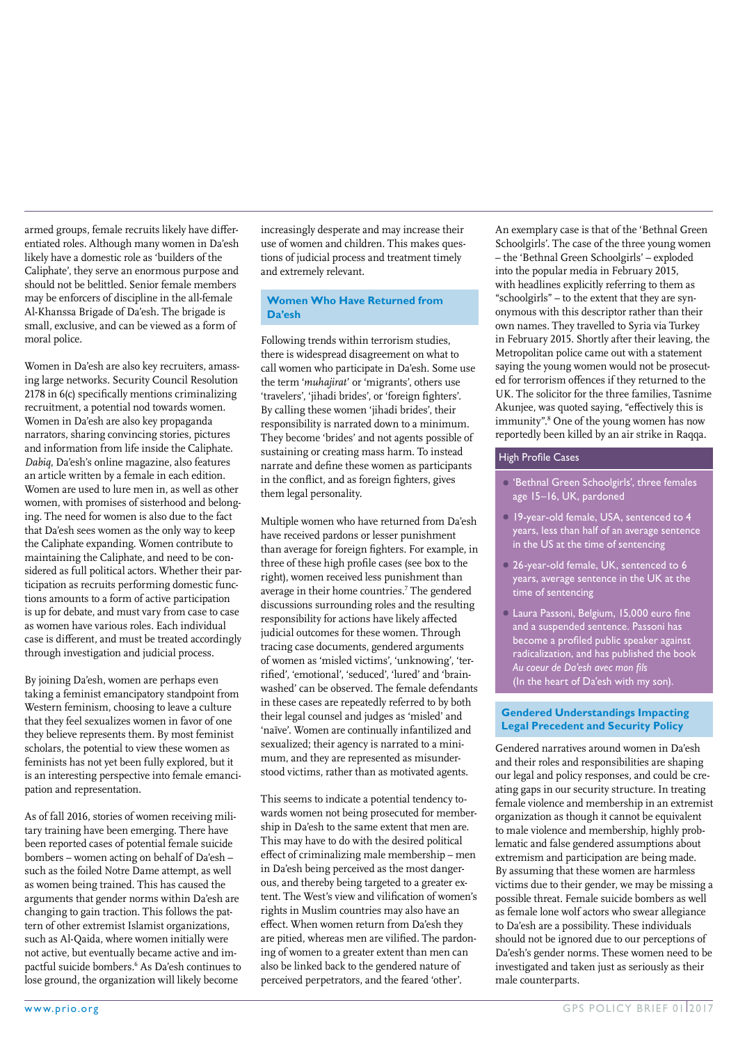armed groups, female recruits likely have differentiated roles. Although many women in Da'esh likely have a domestic role as 'builders of the Caliphate', they serve an enormous purpose and should not be belittled. Senior female members may be enforcers of discipline in the all-female Al-Khanssa Brigade of Da'esh. The brigade is small, exclusive, and can be viewed as a form of moral police.

Women in Da'esh are also key recruiters, amassing large networks. Security Council Resolution 2178 in 6(c) specifically mentions criminalizing recruitment, a potential nod towards women. Women in Da'esh are also key propaganda narrators, sharing convincing stories, pictures and information from life inside the Caliphate. *Dabiq*, Da'esh's online magazine, also features an article written by a female in each edition. Women are used to lure men in, as well as other women, with promises of sisterhood and belonging. The need for women is also due to the fact that Da'esh sees women as the only way to keep the Caliphate expanding. Women contribute to maintaining the Caliphate, and need to be considered as full political actors. Whether their participation as recruits performing domestic functions amounts to a form of active participation is up for debate, and must vary from case to case as women have various roles. Each individual case is different, and must be treated accordingly through investigation and judicial process.

By joining Da'esh, women are perhaps even taking a feminist emancipatory standpoint from Western feminism, choosing to leave a culture that they feel sexualizes women in favor of one they believe represents them. By most feminist scholars, the potential to view these women as feminists has not yet been fully explored, but it is an interesting perspective into female emancipation and representation.

As of fall 2016, stories of women receiving military training have been emerging. There have been reported cases of potential female suicide bombers – women acting on behalf of Da'esh – such as the foiled Notre Dame attempt, as well as women being trained. This has caused the arguments that gender norms within Da'esh are changing to gain traction. This follows the pattern of other extremist Islamist organizations, such as Al-Qaida, where women initially were not active, but eventually became active and impactful suicide bombers.[6] As Da'esh continues to lose ground, the organization will likely become increasingly desperate and may increase their use of women and children. This makes questions of judicial process and treatment timely and extremely relevant.

## Women Who Have Returned from Da'esh

Following trends within terrorism studies, there is widespread disagreement on what to call women who participate in Da'esh. Some use the term '*muhajirat*' or 'migrants', others use 'travelers', 'jihadi brides', or 'foreign fighters'. By calling these women 'jihadi brides', their responsibility is narrated down to a minimum. They become 'brides' and not agents possible of sustaining or creating mass harm. To instead narrate and define these women as participants in the conflict, and as foreign fighters, gives them legal personality.

Multiple women who have returned from Da'esh have received pardons or lesser punishment than average for foreign fighters. For example, in three of these high profile cases (see box to the right), women received less punishment than average in their home countries.[7] The gendered discussions surrounding roles and the resulting responsibility for actions have likely affected judicial outcomes for these women. Through tracing case documents, gendered arguments of women as 'misled victims', 'unknowing', 'terrified', 'emotional', 'seduced', 'lured' and 'brainwashed' can be observed. The female defendants in these cases are repeatedly referred to by both their legal counsel and judges as 'misled' and 'naïve'. Women are continually infantilized and sexualized; their agency is narrated to a minimum, and they are represented as misunderstood victims, rather than as motivated agents.

This seems to indicate a potential tendency towards women not being prosecuted for membership in Da'esh to the same extent that men are. This may have to do with the desired political effect of criminalizing male membership – men in Da'esh being perceived as the most dangerous, and thereby being targeted to a greater extent. The West's view and vilification of women's rights in Muslim countries may also have an effect. When women return from Da'esh they are pitied, whereas men are vilified. The pardoning of women to a greater extent than men can also be linked back to the gendered nature of perceived perpetrators, and the feared 'other'.

An exemplary case is that of the 'Bethnal Green Schoolgirls'. The case of the three young women – the 'Bethnal Green Schoolgirls' – exploded into the popular media in February 2015, with headlines explicitly referring to them as "schoolgirls" – to the extent that they are synonymous with this descriptor rather than their own names. They travelled to Syria via Turkey in February 2015. Shortly after their leaving, the Metropolitan police came out with a statement saying the young women would not be prosecuted for terrorism offences if they returned to the UK. The solicitor for the three families, Tasnime Akunjee, was quoted saying, "effectively this is immunity".[8] One of the young women has now reportedly been killed by an air strike in Raqqa.

### High Profile Cases

- 'Bethnal Green Schoolgirls', three females age 15–16, UK, pardoned
- 19-year-old female, USA, sentenced to 4 years, less than half of an average sentence in the US at the time of sentencing
- 26-year-old female, UK, sentenced to 6 years, average sentence in the UK at the time of sentencing
- Laura Passoni, Belgium, 15,000 euro fine and a suspended sentence. Passoni has become a profiled public speaker against radicalization, and has published the book *Au coeur de Da'esh avec mon fils* (In the heart of Da'esh with my son).

## Gendered Understandings Impacting Legal Precedent and Security Policy

Gendered narratives around women in Da'esh and their roles and responsibilities are shaping our legal and policy responses, and could be creating gaps in our security structure. In treating female violence and membership in an extremist organization as though it cannot be equivalent to male violence and membership, highly problematic and false gendered assumptions about extremism and participation are being made. By assuming that these women are harmless victims due to their gender, we may be missing a possible threat. Female suicide bombers as well as female lone wolf actors who swear allegiance to Da'esh are a possibility. These individuals should not be ignored due to our perceptions of Da'esh's gender norms. These women need to be investigated and taken just as seriously as their male counterparts.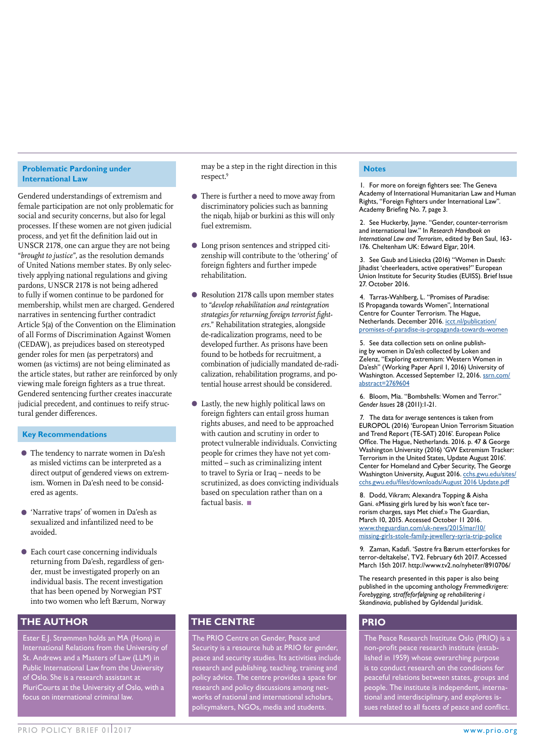## Problematic Pardoning under International Law

Gendered understandings of extremism and female participation are not only problematic for social and security concerns, but also for legal processes. If these women are not given judicial process, and yet fit the definition laid out in UNSCR 2178, one can argue they are not being *"brought to justice"*, as the resolution demands of United Nations member states. By only selectively applying national regulations and giving pardons, UNSCR 2178 is not being adhered to fully if women continue to be pardoned for membership, whilst men are charged. Gendered narratives in sentencing further contradict Article 5(a) of the Convention on the Elimination of all Forms of Discrimination Against Women (CEDAW), as prejudices based on stereotyped gender roles for men (as perpetrators) and women (as victims) are not being eliminated as the article states, but rather are reinforced by only viewing male foreign fighters as a true threat. Gendered sentencing further creates inaccurate judicial precedent, and continues to reify structural gender differences.

## Key Recommendations

- The tendency to narrate women in Da'esh as misled victims can be interpreted as a direct output of gendered views on extremism. Women in Da'esh need to be considered as agents.
- 'Narrative traps' of women in Da'esh as sexualized and infantilized need to be avoided.
- Each court case concerning individuals returning from Da'esh, regardless of gender, must be investigated properly on an individual basis. The recent investigation that has been opened by Norwegian PST into two women who left Bærum, Norway may be a step in the right direction in this respect.[9]
- There is further a need to move away from discriminatory policies such as banning the niqab, hijab or burkini as this will only fuel extremism.
- Long prison sentences and stripped citizenship will contribute to the 'othering' of foreign fighters and further impede rehabilitation.
- Resolution 2178 calls upon member states to *"develop rehabilitation and reintegration strategies for returning foreign terrorist fighters."* Rehabilitation strategies, alongside de-radicalization programs, need to be developed further. As prisons have been found to be hotbeds for recruitment, a combination of judicially mandated de-radicalization, rehabilitation programs, and potential house arrest should be considered.
- Lastly, the new highly political laws on foreign fighters can entail gross human rights abuses, and need to be approached with caution and scrutiny in order to protect vulnerable individuals. Convicting people for crimes they have not yet committed – such as criminalizing intent to travel to Syria or Iraq – needs to be scrutinized, as does convicting individuals based on speculation rather than on a factual basis. ■

## Notes

1. For more on foreign fighters see: The Geneva Academy of International Humanitarian Law and Human Rights, "Foreign Fighters under International Law". Academy Briefing No. 7, page 3.

2. See Huckerby, Jayne. "Gender, counter-terrorism and international law." In *Research Handbook on International Law and Terrorism*, edited by Ben Saul, 163-176. Cheltenham UK: Edward Elgar, 2014.

3. See Gaub and Lisiecka (2016) "Women in Daesh: Jihadist 'cheerleaders, active operatives?" European Union Institute for Security Studies (EUISS). Brief Issue 27. October 2016.

4. Tarras-Wahlberg, L. "Promises of Paradise: IS Propaganda towards Women", International Centre for Counter Terrorism. The Hague, Netherlands. December 2016. icct.nl/publication/promises-of-paradise-is-propaganda-towards-women

5. See data collection sets on online publishing by women in Da'esh collected by Loken and Zelenz, "Exploring extremism: Western Women in Da'esh" (Working Paper April 1, 2016) University of Washington. Accessed September 12, 2016. ssrn.com/abstract=2769604

6. Bloom, Mia. "Bombshells: Women and Terror." *Gender Issues* 28 (2011):1-21.

7. The data for average sentences is taken from EUROPOL (2016) 'European Union Terrorism Situation and Trend Report (TE-SAT) 2016'. European Police Office. The Hague, Netherlands. 2016. p. 47 & George Washington University (2016) 'GW Extremism Tracker: Terrorism in the United States, Update August 2016'. Center for Homeland and Cyber Security, The George Washington University, August 2016. cchs.gwu.edu/sites/cchs.gwu.edu/files/downloads/August 2016 Update.pdf

8. Dodd, Vikram; Alexandra Topping & Aisha Gani. «Missing girls lured by Isis won't face terrorism charges, says Met chief.» The Guardian, March 10, 2015. Accessed October 11 2016. www.theguardian.com/uk-news/2015/mar/10/missing-girls-stole-family-jewellery-syria-trip-police

9. Zaman, Kadafi. 'Søstre fra Bærum etterforskes for terror-deltakelse', TV2. February 6th 2017. Accessed March 15th 2017. http://www.tv2.no/nyheter/8910706/

The research presented in this paper is also being published in the upcoming anthology *Fremmedkrigere: Forebygging, straffeforfølgning og rehabilitering i Skandinavia*, published by Gyldendal Juridisk.

## THE AUTHOR

Ester E.J. Strømmen holds an MA (Hons) in International Relations from the University of St. Andrews and a Masters of Law (LLM) in Public International Law from the University of Oslo. She is a research assistant at PluriCourts at the University of Oslo, with a focus on international criminal law.

## THE CENTRE

The PRIO Centre on Gender, Peace and Security is a resource hub at PRIO for gender, peace and security studies. Its activities include research and publishing, teaching, training and policy advice. The centre provides a space for research and policy discussions among networks of national and international scholars, policymakers, NGOs, media and students.

## PRIO

The Peace Research Institute Oslo (PRIO) is a non-profit peace research institute (established in 1959) whose overarching purpose is to conduct research on the conditions for peaceful relations between states, groups and people. The institute is independent, international and interdisciplinary, and explores issues related to all facets of peace and conflict.